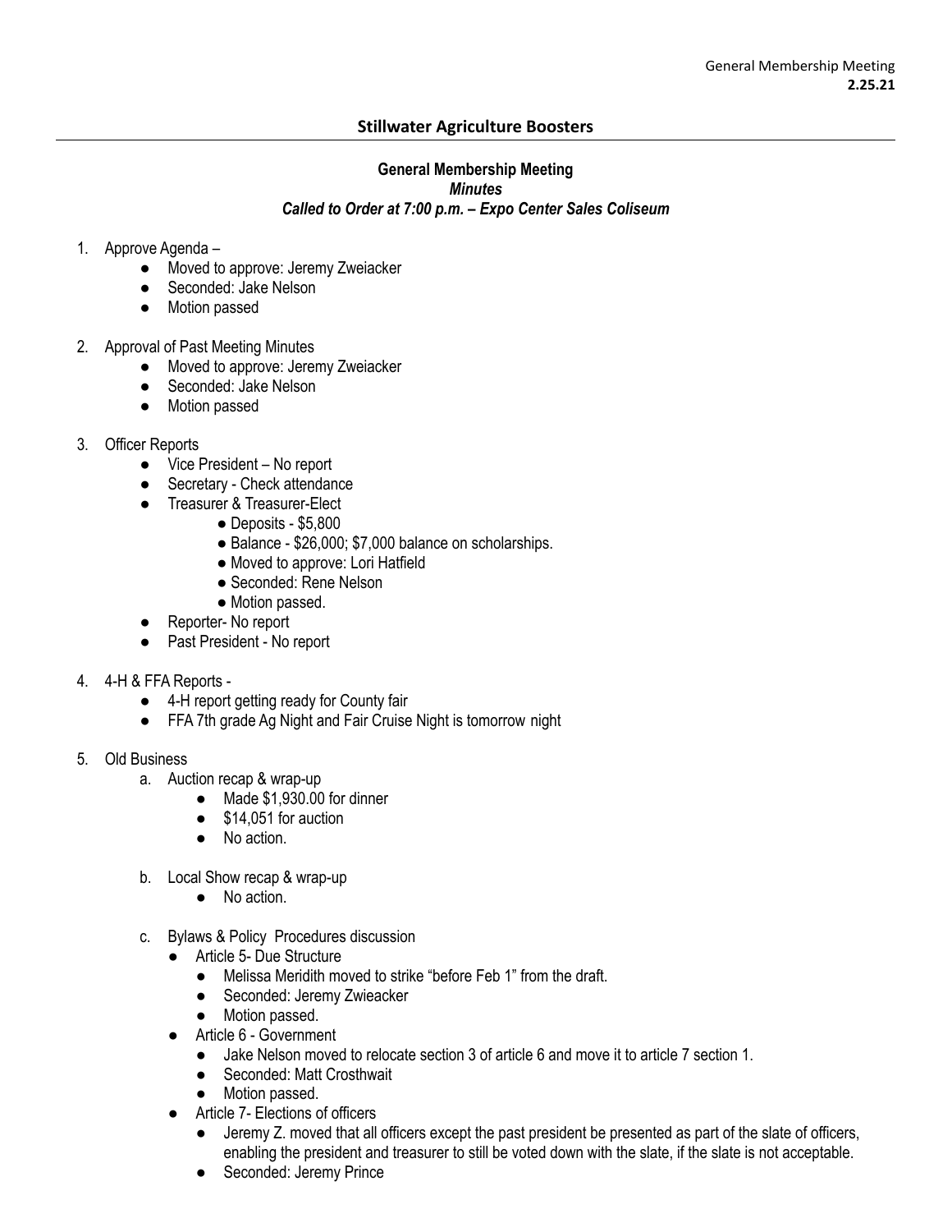## Stillwater Agriculture Boosters

**General Membership Meeting**
***Minutes***
***Called to Order at 7:00 p.m. – Expo Center Sales Coliseum***

1. Approve Agenda –
   - Moved to approve: Jeremy Zweiacker
   - Seconded: Jake Nelson
   - Motion passed

2. Approval of Past Meeting Minutes
   - Moved to approve: Jeremy Zweiacker
   - Seconded: Jake Nelson
   - Motion passed

3. Officer Reports
   - Vice President – No report
   - Secretary - Check attendance
   - Treasurer & Treasurer-Elect
     - Deposits - $5,800
     - Balance - $26,000; $7,000 balance on scholarships.
     - Moved to approve: Lori Hatfield
     - Seconded: Rene Nelson
     - Motion passed.
   - Reporter- No report
   - Past President - No report

4. 4-H & FFA Reports -
   - 4-H report getting ready for County fair
   - FFA 7th grade Ag Night and Fair Cruise Night is tomorrow night

5. Old Business
   a. Auction recap & wrap-up
      - Made $1,930.00 for dinner
      - $14,051 for auction
      - No action.

   b. Local Show recap & wrap-up
      - No action.

   c. Bylaws & Policy Procedures discussion
      - Article 5- Due Structure
        - Melissa Meridith moved to strike "before Feb 1" from the draft.
        - Seconded: Jeremy Zwieacker
        - Motion passed.
      - Article 6 - Government
        - Jake Nelson moved to relocate section 3 of article 6 and move it to article 7 section 1.
        - Seconded: Matt Crosthwait
        - Motion passed.
      - Article 7- Elections of officers
        - Jeremy Z. moved that all officers except the past president be presented as part of the slate of officers, enabling the president and treasurer to still be voted down with the slate, if the slate is not acceptable.
        - Seconded: Jeremy Prince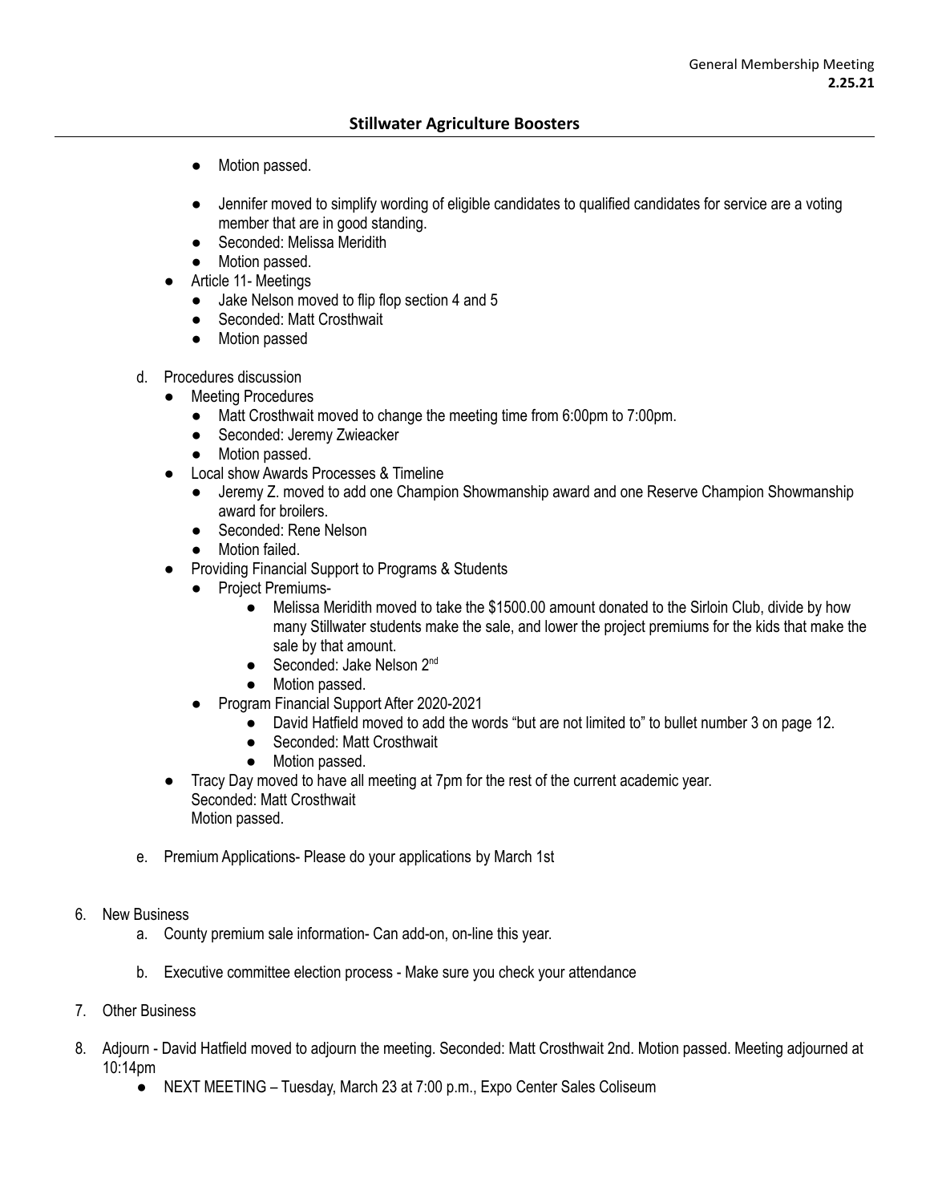- Motion passed.

- Jennifer moved to simplify wording of eligible candidates to qualified candidates for service are a voting member that are in good standing.
- Seconded: Melissa Meridith
- Motion passed.
- Article 11- Meetings
  - Jake Nelson moved to flip flop section 4 and 5
  - Seconded: Matt Crosthwait
  - Motion passed

d. Procedures discussion
   - Meeting Procedures
     - Matt Crosthwait moved to change the meeting time from 6:00pm to 7:00pm.
     - Seconded: Jeremy Zwieacker
     - Motion passed.
   - Local show Awards Processes & Timeline
     - Jeremy Z. moved to add one Champion Showmanship award and one Reserve Champion Showmanship award for broilers.
     - Seconded: Rene Nelson
     - Motion failed.
   - Providing Financial Support to Programs & Students
     - Project Premiums-
       - Melissa Meridith moved to take the $1500.00 amount donated to the Sirloin Club, divide by how many Stillwater students make the sale, and lower the project premiums for the kids that make the sale by that amount.
       - Seconded: Jake Nelson 2nd
       - Motion passed.
     - Program Financial Support After 2020-2021
       - David Hatfield moved to add the words "but are not limited to" to bullet number 3 on page 12.
       - Seconded: Matt Crosthwait
       - Motion passed.
   - Tracy Day moved to have all meeting at 7pm for the rest of the current academic year.
     Seconded: Matt Crosthwait
     Motion passed.

e. Premium Applications- Please do your applications by March 1st

6. New Business
   a. County premium sale information- Can add-on, on-line this year.

   b. Executive committee election process - Make sure you check your attendance

7. Other Business

8. Adjourn - David Hatfield moved to adjourn the meeting. Seconded: Matt Crosthwait 2nd. Motion passed. Meeting adjourned at 10:14pm
   - NEXT MEETING – Tuesday, March 23 at 7:00 p.m., Expo Center Sales Coliseum